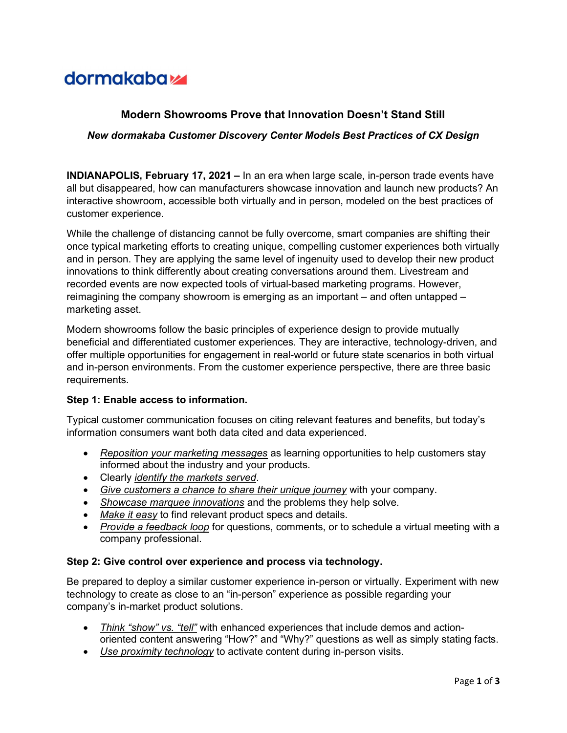dormakaba

## Modern Showrooms Prove that Innovation Doesn't Stand Still

### *New dormakaba Customer Discovery Center Models Best Practices of CX Design*

**INDIANAPOLIS, February 17, 2021 –** In an era when large scale, in-person trade events have all but disappeared, how can manufacturers showcase innovation and launch new products? An interactive showroom, accessible both virtually and in person, modeled on the best practices of customer experience.

While the challenge of distancing cannot be fully overcome, smart companies are shifting their once typical marketing efforts to creating unique, compelling customer experiences both virtually and in person. They are applying the same level of ingenuity used to develop their new product innovations to think differently about creating conversations around them. Livestream and recorded events are now expected tools of virtual-based marketing programs. However, reimagining the company showroom is emerging as an important – and often untapped – marketing asset.

Modern showrooms follow the basic principles of experience design to provide mutually beneficial and differentiated customer experiences. They are interactive, technology-driven, and offer multiple opportunities for engagement in real-world or future state scenarios in both virtual and in-person environments. From the customer experience perspective, there are three basic requirements.

**Step 1: Enable access to information.**

Typical customer communication focuses on citing relevant features and benefits, but today's information consumers want both data cited and data experienced.

- *Reposition your marketing messages* as learning opportunities to help customers stay informed about the industry and your products.
- Clearly *identify the markets served*.
- *Give customers a chance to share their unique journey* with your company.
- *Showcase marquee innovations* and the problems they help solve.
- *Make it easy* to find relevant product specs and details.
- *Provide a feedback loop* for questions, comments, or to schedule a virtual meeting with a company professional.

**Step 2: Give control over experience and process via technology.**

Be prepared to deploy a similar customer experience in-person or virtually. Experiment with new technology to create as close to an "in-person" experience as possible regarding your company's in-market product solutions.

- *Think "show" vs. "tell"* with enhanced experiences that include demos and action-oriented content answering "How?" and "Why?" questions as well as simply stating facts.
- *Use proximity technology* to activate content during in-person visits.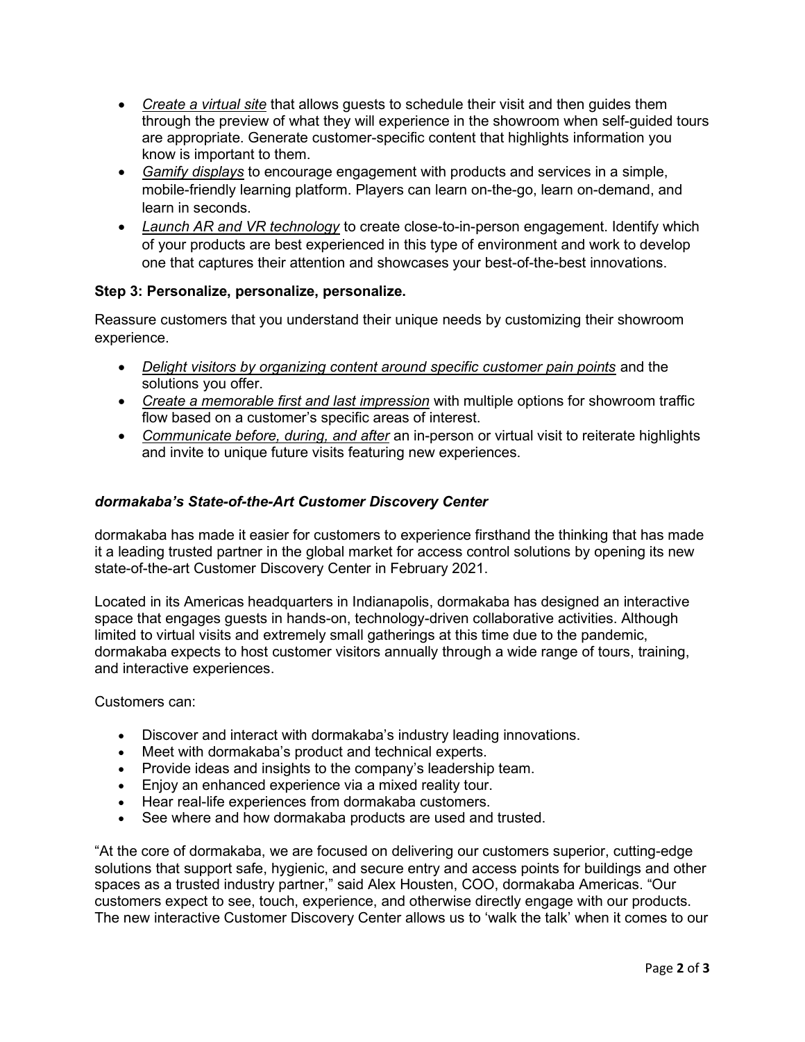- *Create a virtual site* that allows guests to schedule their visit and then guides them through the preview of what they will experience in the showroom when self-guided tours are appropriate. Generate customer-specific content that highlights information you know is important to them.
- *Gamify displays* to encourage engagement with products and services in a simple, mobile-friendly learning platform. Players can learn on-the-go, learn on-demand, and learn in seconds.
- *Launch AR and VR technology* to create close-to-in-person engagement. Identify which of your products are best experienced in this type of environment and work to develop one that captures their attention and showcases your best-of-the-best innovations.

**Step 3: Personalize, personalize, personalize.**

Reassure customers that you understand their unique needs by customizing their showroom experience.

- *Delight visitors by organizing content around specific customer pain points* and the solutions you offer.
- *Create a memorable first and last impression* with multiple options for showroom traffic flow based on a customer's specific areas of interest.
- *Communicate before, during, and after* an in-person or virtual visit to reiterate highlights and invite to unique future visits featuring new experiences.

### *dormakaba's State-of-the-Art Customer Discovery Center*

dormakaba has made it easier for customers to experience firsthand the thinking that has made it a leading trusted partner in the global market for access control solutions by opening its new state-of-the-art Customer Discovery Center in February 2021.

Located in its Americas headquarters in Indianapolis, dormakaba has designed an interactive space that engages guests in hands-on, technology-driven collaborative activities. Although limited to virtual visits and extremely small gatherings at this time due to the pandemic, dormakaba expects to host customer visitors annually through a wide range of tours, training, and interactive experiences.

Customers can:

- Discover and interact with dormakaba's industry leading innovations.
- Meet with dormakaba's product and technical experts.
- Provide ideas and insights to the company's leadership team.
- Enjoy an enhanced experience via a mixed reality tour.
- Hear real-life experiences from dormakaba customers.
- See where and how dormakaba products are used and trusted.

"At the core of dormakaba, we are focused on delivering our customers superior, cutting-edge solutions that support safe, hygienic, and secure entry and access points for buildings and other spaces as a trusted industry partner," said Alex Housten, COO, dormakaba Americas. "Our customers expect to see, touch, experience, and otherwise directly engage with our products. The new interactive Customer Discovery Center allows us to 'walk the talk' when it comes to our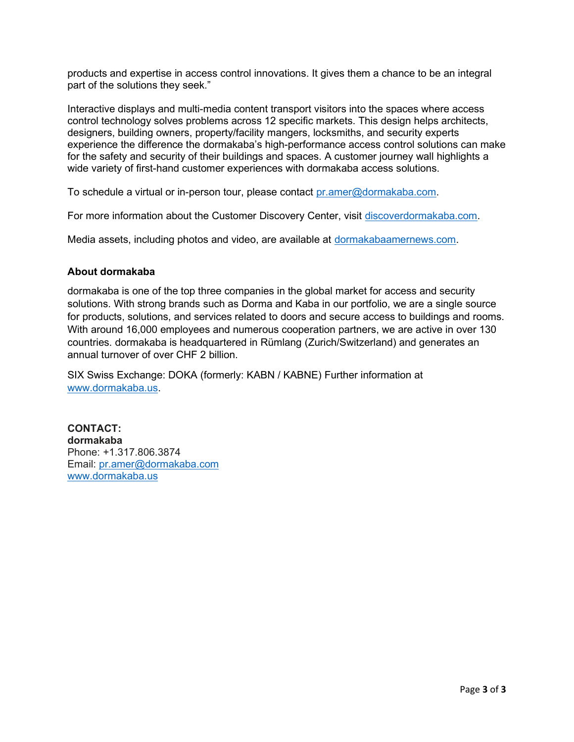products and expertise in access control innovations. It gives them a chance to be an integral part of the solutions they seek."

Interactive displays and multi-media content transport visitors into the spaces where access control technology solves problems across 12 specific markets. This design helps architects, designers, building owners, property/facility mangers, locksmiths, and security experts experience the difference the dormakaba's high-performance access control solutions can make for the safety and security of their buildings and spaces. A customer journey wall highlights a wide variety of first-hand customer experiences with dormakaba access solutions.

To schedule a virtual or in-person tour, please contact pr.amer@dormakaba.com.

For more information about the Customer Discovery Center, visit discoverdormakaba.com.

Media assets, including photos and video, are available at dormakabaamernews.com.

**About dormakaba**

dormakaba is one of the top three companies in the global market for access and security solutions. With strong brands such as Dorma and Kaba in our portfolio, we are a single source for products, solutions, and services related to doors and secure access to buildings and rooms. With around 16,000 employees and numerous cooperation partners, we are active in over 130 countries. dormakaba is headquartered in Rümlang (Zurich/Switzerland) and generates an annual turnover of over CHF 2 billion.

SIX Swiss Exchange: DOKA (formerly: KABN / KABNE) Further information at www.dormakaba.us.

**CONTACT:**
**dormakaba**
Phone: +1.317.806.3874
Email: pr.amer@dormakaba.com
www.dormakaba.us